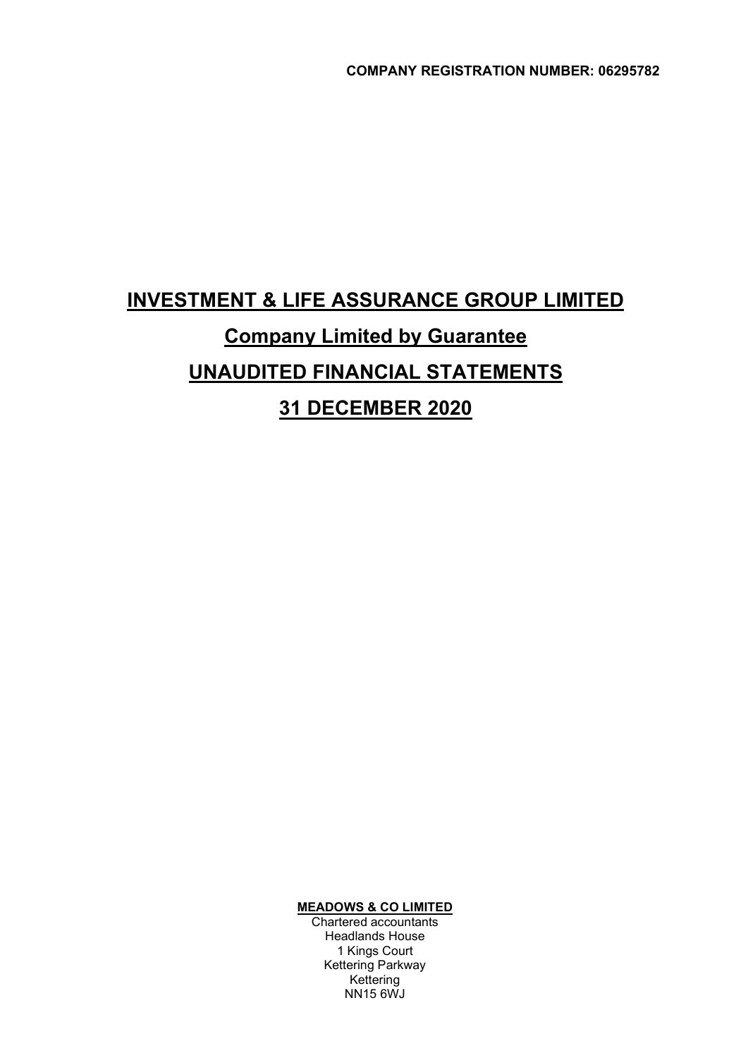**COMPANY REGISTRATION NUMBER: 06295782**

# INVESTMENT & LIFE ASSURANCE GROUP LIMITED

## Company Limited by Guarantee

## UNAUDITED FINANCIAL STATEMENTS

## 31 DECEMBER 2020

**MEADOWS & CO LIMITED**
Chartered accountants
Headlands House
1 Kings Court
Kettering Parkway
Kettering
NN15 6WJ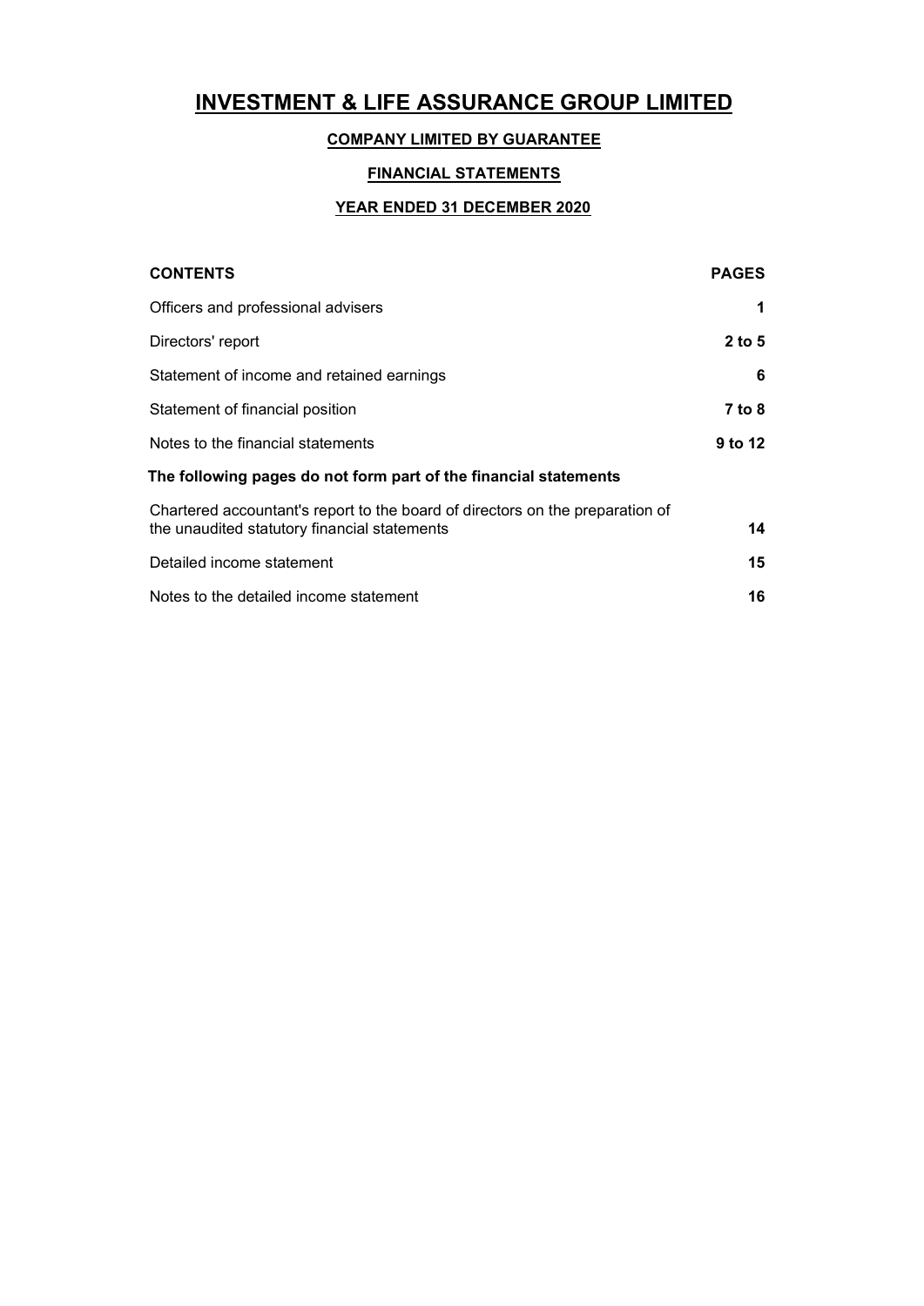# INVESTMENT & LIFE ASSURANCE GROUP LIMITED

**COMPANY LIMITED BY GUARANTEE**

**FINANCIAL STATEMENTS**

**YEAR ENDED 31 DECEMBER 2020**

| CONTENTS | PAGES |
|---|---|
| Officers and professional advisers | 1 |
| Directors' report | 2 to 5 |
| Statement of income and retained earnings | 6 |
| Statement of financial position | 7 to 8 |
| Notes to the financial statements | 9 to 12 |
| **The following pages do not form part of the financial statements** | |
| Chartered accountant's report to the board of directors on the preparation of the unaudited statutory financial statements | 14 |
| Detailed income statement | 15 |
| Notes to the detailed income statement | 16 |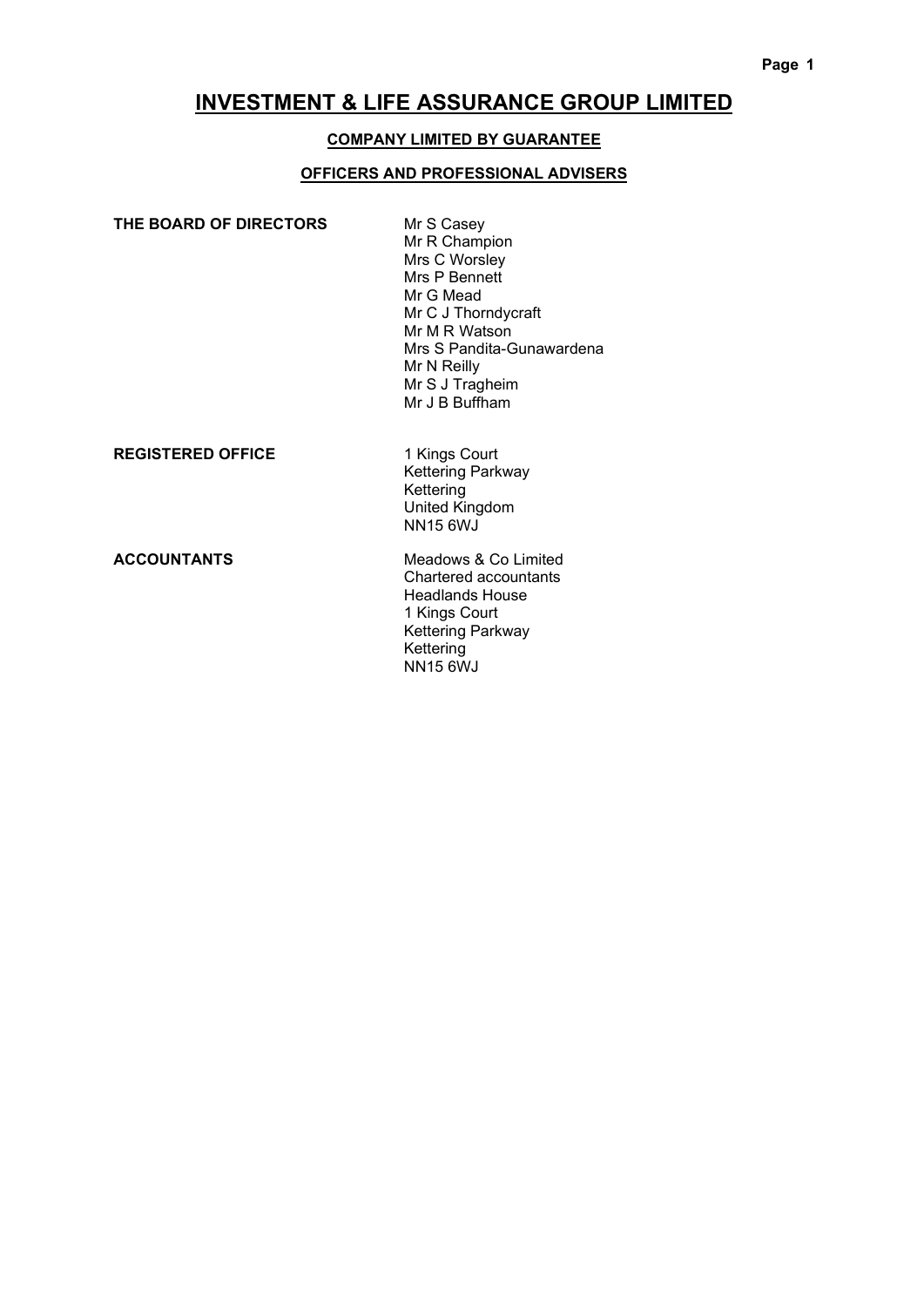# INVESTMENT & LIFE ASSURANCE GROUP LIMITED

## COMPANY LIMITED BY GUARANTEE

## OFFICERS AND PROFESSIONAL ADVISERS

| | |
|---|---|
| **THE BOARD OF DIRECTORS** | Mr S Casey<br>Mr R Champion<br>Mrs C Worsley<br>Mrs P Bennett<br>Mr G Mead<br>Mr C J Thorndycraft<br>Mr M R Watson<br>Mrs S Pandita-Gunawardena<br>Mr N Reilly<br>Mr S J Tragheim<br>Mr J B Buffham |
| **REGISTERED OFFICE** | 1 Kings Court<br>Kettering Parkway<br>Kettering<br>United Kingdom<br>NN15 6WJ |
| **ACCOUNTANTS** | Meadows & Co Limited<br>Chartered accountants<br>Headlands House<br>1 Kings Court<br>Kettering Parkway<br>Kettering<br>NN15 6WJ |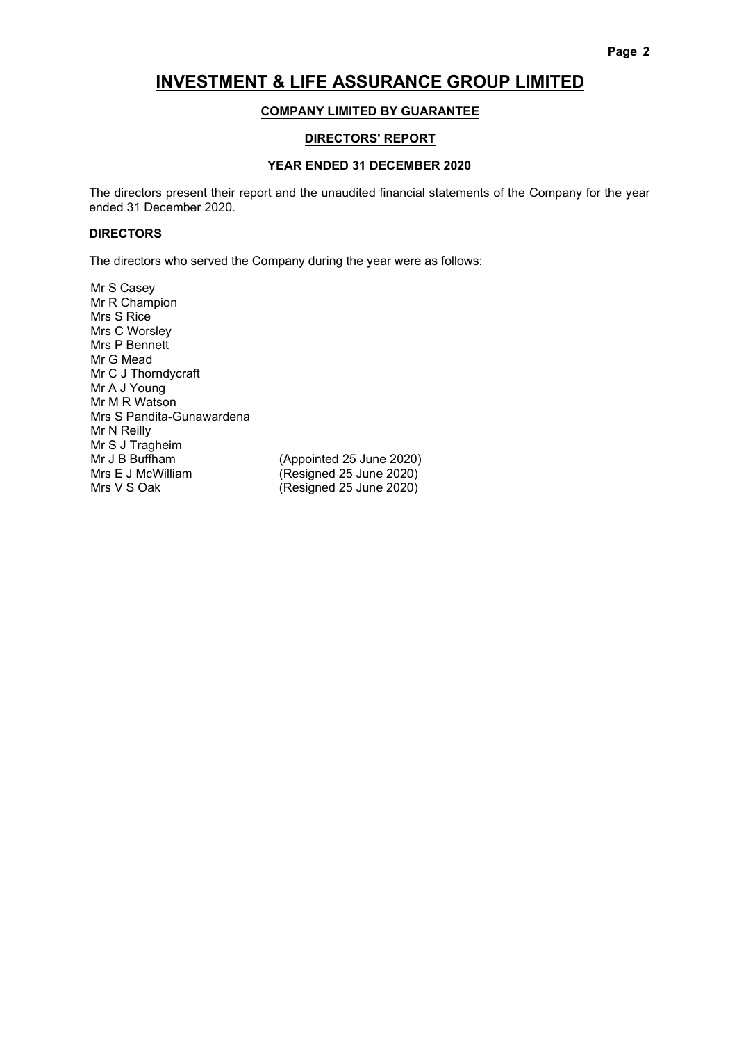# INVESTMENT & LIFE ASSURANCE GROUP LIMITED

## COMPANY LIMITED BY GUARANTEE

## DIRECTORS' REPORT

## YEAR ENDED 31 DECEMBER 2020

The directors present their report and the unaudited financial statements of the Company for the year ended 31 December 2020.

### DIRECTORS

The directors who served the Company during the year were as follows:

| | |
|---|---|
| Mr S Casey | |
| Mr R Champion | |
| Mrs S Rice | |
| Mrs C Worsley | |
| Mrs P Bennett | |
| Mr G Mead | |
| Mr C J Thorndycraft | |
| Mr A J Young | |
| Mr M R Watson | |
| Mrs S Pandita-Gunawardena | |
| Mr N Reilly | |
| Mr S J Tragheim | |
| Mr J B Buffham | (Appointed 25 June 2020) |
| Mrs E J McWilliam | (Resigned 25 June 2020) |
| Mrs V S Oak | (Resigned 25 June 2020) |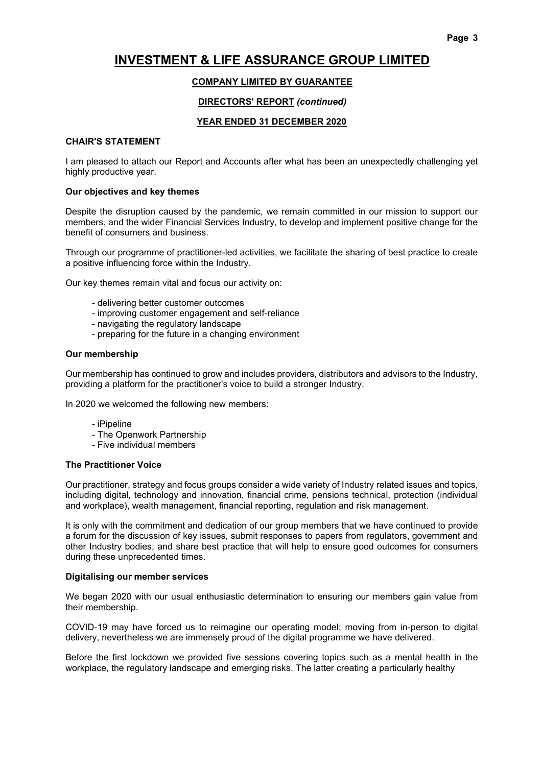# INVESTMENT & LIFE ASSURANCE GROUP LIMITED

**COMPANY LIMITED BY GUARANTEE**

**DIRECTORS' REPORT** *(continued)*

**YEAR ENDED 31 DECEMBER 2020**

## CHAIR'S STATEMENT

I am pleased to attach our Report and Accounts after what has been an unexpectedly challenging yet highly productive year.

### Our objectives and key themes

Despite the disruption caused by the pandemic, we remain committed in our mission to support our members, and the wider Financial Services Industry, to develop and implement positive change for the benefit of consumers and business.

Through our programme of practitioner-led activities, we facilitate the sharing of best practice to create a positive influencing force within the Industry.

Our key themes remain vital and focus our activity on:

- delivering better customer outcomes
- improving customer engagement and self-reliance
- navigating the regulatory landscape
- preparing for the future in a changing environment

### Our membership

Our membership has continued to grow and includes providers, distributors and advisors to the Industry, providing a platform for the practitioner's voice to build a stronger Industry.

In 2020 we welcomed the following new members:

- iPipeline
- The Openwork Partnership
- Five individual members

### The Practitioner Voice

Our practitioner, strategy and focus groups consider a wide variety of Industry related issues and topics, including digital, technology and innovation, financial crime, pensions technical, protection (individual and workplace), wealth management, financial reporting, regulation and risk management.

It is only with the commitment and dedication of our group members that we have continued to provide a forum for the discussion of key issues, submit responses to papers from regulators, government and other Industry bodies, and share best practice that will help to ensure good outcomes for consumers during these unprecedented times.

### Digitalising our member services

We began 2020 with our usual enthusiastic determination to ensuring our members gain value from their membership.

COVID-19 may have forced us to reimagine our operating model; moving from in-person to digital delivery, nevertheless we are immensely proud of the digital programme we have delivered.

Before the first lockdown we provided five sessions covering topics such as a mental health in the workplace, the regulatory landscape and emerging risks. The latter creating a particularly healthy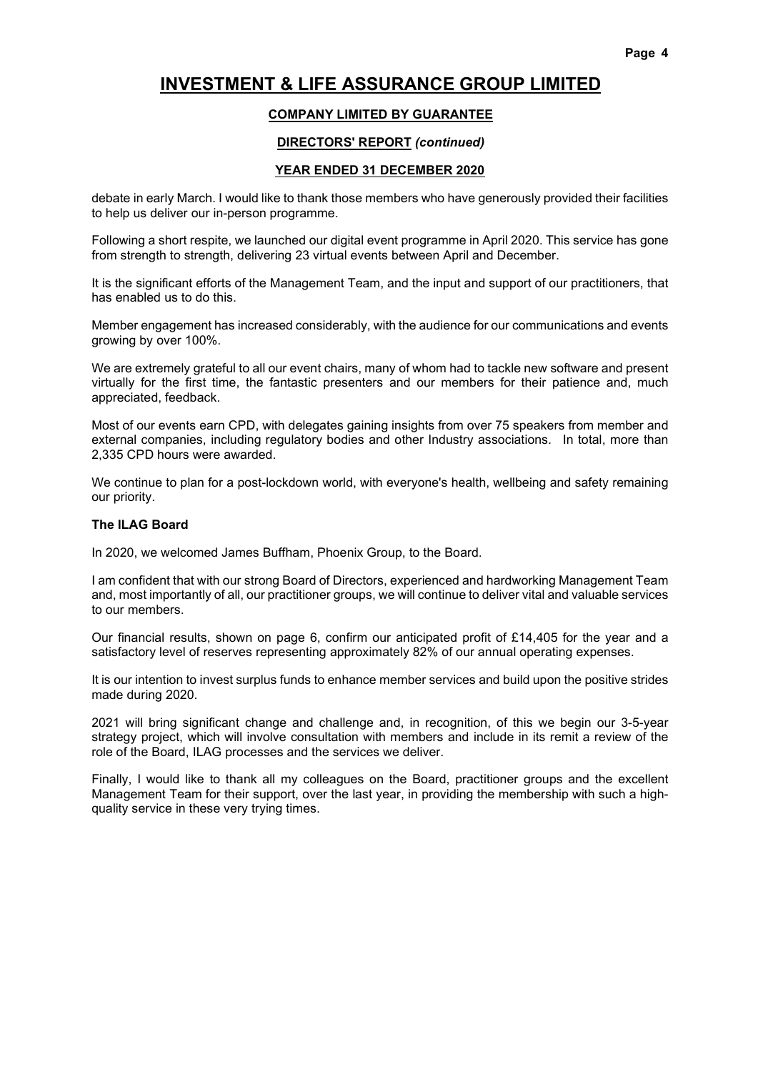# INVESTMENT & LIFE ASSURANCE GROUP LIMITED

**COMPANY LIMITED BY GUARANTEE**

**DIRECTORS' REPORT** ***(continued)***

**YEAR ENDED 31 DECEMBER 2020**

debate in early March. I would like to thank those members who have generously provided their facilities to help us deliver our in-person programme.

Following a short respite, we launched our digital event programme in April 2020. This service has gone from strength to strength, delivering 23 virtual events between April and December.

It is the significant efforts of the Management Team, and the input and support of our practitioners, that has enabled us to do this.

Member engagement has increased considerably, with the audience for our communications and events growing by over 100%.

We are extremely grateful to all our event chairs, many of whom had to tackle new software and present virtually for the first time, the fantastic presenters and our members for their patience and, much appreciated, feedback.

Most of our events earn CPD, with delegates gaining insights from over 75 speakers from member and external companies, including regulatory bodies and other Industry associations. In total, more than 2,335 CPD hours were awarded.

We continue to plan for a post-lockdown world, with everyone's health, wellbeing and safety remaining our priority.

**The ILAG Board**

In 2020, we welcomed James Buffham, Phoenix Group, to the Board.

I am confident that with our strong Board of Directors, experienced and hardworking Management Team and, most importantly of all, our practitioner groups, we will continue to deliver vital and valuable services to our members.

Our financial results, shown on page 6, confirm our anticipated profit of £14,405 for the year and a satisfactory level of reserves representing approximately 82% of our annual operating expenses.

It is our intention to invest surplus funds to enhance member services and build upon the positive strides made during 2020.

2021 will bring significant change and challenge and, in recognition, of this we begin our 3-5-year strategy project, which will involve consultation with members and include in its remit a review of the role of the Board, ILAG processes and the services we deliver.

Finally, I would like to thank all my colleagues on the Board, practitioner groups and the excellent Management Team for their support, over the last year, in providing the membership with such a high-quality service in these very trying times.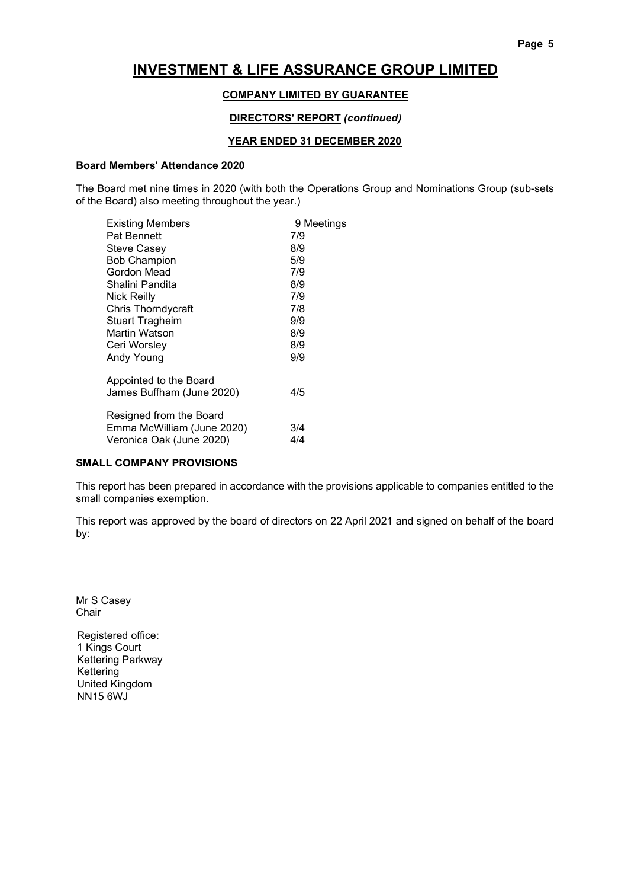# INVESTMENT & LIFE ASSURANCE GROUP LIMITED

**COMPANY LIMITED BY GUARANTEE**

**DIRECTORS' REPORT** ***(continued)***

**YEAR ENDED 31 DECEMBER 2020**

**Board Members' Attendance 2020**

The Board met nine times in 2020 (with both the Operations Group and Nominations Group (sub-sets of the Board) also meeting throughout the year.)

| Existing Members | 9 Meetings |
|---|---|
| Pat Bennett | 7/9 |
| Steve Casey | 8/9 |
| Bob Champion | 5/9 |
| Gordon Mead | 7/9 |
| Shalini Pandita | 8/9 |
| Nick Reilly | 7/9 |
| Chris Thorndycraft | 7/8 |
| Stuart Tragheim | 9/9 |
| Martin Watson | 8/9 |
| Ceri Worsley | 8/9 |
| Andy Young | 9/9 |
| | |
| Appointed to the Board | |
| James Buffham (June 2020) | 4/5 |
| | |
| Resigned from the Board | |
| Emma McWilliam (June 2020) | 3/4 |
| Veronica Oak (June 2020) | 4/4 |

**SMALL COMPANY PROVISIONS**

This report has been prepared in accordance with the provisions applicable to companies entitled to the small companies exemption.

This report was approved by the board of directors on 22 April 2021 and signed on behalf of the board by:

Mr S Casey
Chair

Registered office:
1 Kings Court
Kettering Parkway
Kettering
United Kingdom
NN15 6WJ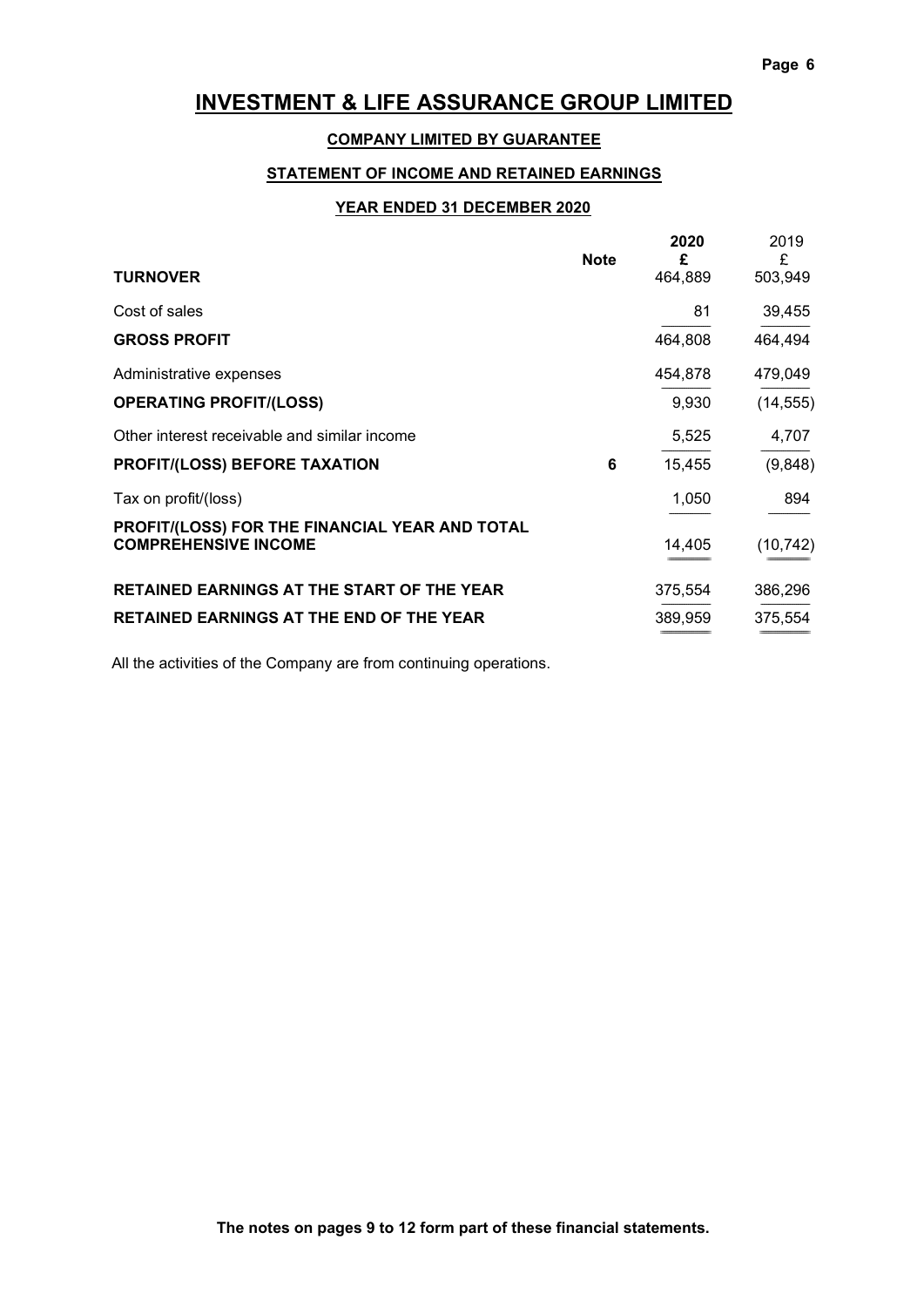# INVESTMENT & LIFE ASSURANCE GROUP LIMITED

## COMPANY LIMITED BY GUARANTEE

### STATEMENT OF INCOME AND RETAINED EARNINGS

### YEAR ENDED 31 DECEMBER 2020

| | Note | 2020 £ | 2019 £ |
|---|---|---|---|
| **TURNOVER** | | 464,889 | 503,949 |
| Cost of sales | | 81 | 39,455 |
| **GROSS PROFIT** | | 464,808 | 464,494 |
| Administrative expenses | | 454,878 | 479,049 |
| **OPERATING PROFIT/(LOSS)** | | 9,930 | (14,555) |
| Other interest receivable and similar income | | 5,525 | 4,707 |
| **PROFIT/(LOSS) BEFORE TAXATION** | 6 | 15,455 | (9,848) |
| Tax on profit/(loss) | | 1,050 | 894 |
| **PROFIT/(LOSS) FOR THE FINANCIAL YEAR AND TOTAL COMPREHENSIVE INCOME** | | 14,405 | (10,742) |
| **RETAINED EARNINGS AT THE START OF THE YEAR** | | 375,554 | 386,296 |
| **RETAINED EARNINGS AT THE END OF THE YEAR** | | 389,959 | 375,554 |

All the activities of the Company are from continuing operations.

**The notes on pages 9 to 12 form part of these financial statements.**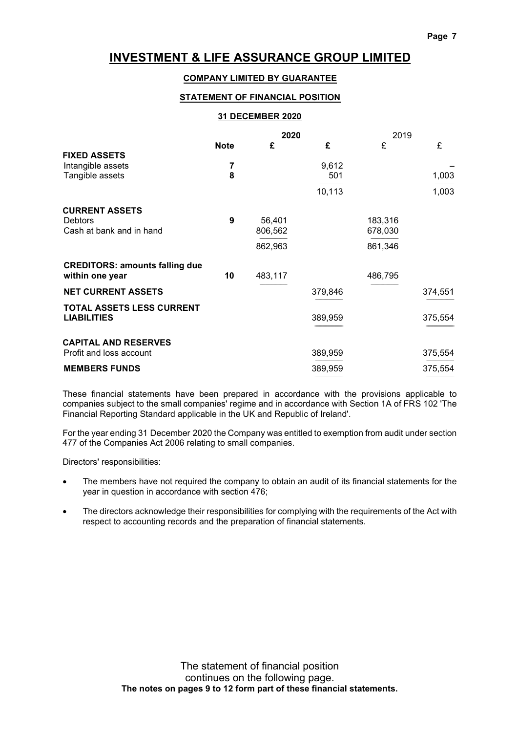# INVESTMENT & LIFE ASSURANCE GROUP LIMITED

**COMPANY LIMITED BY GUARANTEE**

**STATEMENT OF FINANCIAL POSITION**

**31 DECEMBER 2020**

| | Note | 2020 £ | 2020 £ | 2019 £ | 2019 £ |
|---|---|---|---|---|---|
| **FIXED ASSETS** | | | | | |
| Intangible assets | 7 | | 9,612 | | – |
| Tangible assets | 8 | | 501 | | 1,003 |
| | | | 10,113 | | 1,003 |
| **CURRENT ASSETS** | | | | | |
| Debtors | 9 | 56,401 | | 183,316 | |
| Cash at bank and in hand | | 806,562 | | 678,030 | |
| | | 862,963 | | 861,346 | |
| **CREDITORS: amounts falling due within one year** | 10 | 483,117 | | 486,795 | |
| **NET CURRENT ASSETS** | | | 379,846 | | 374,551 |
| **TOTAL ASSETS LESS CURRENT LIABILITIES** | | | 389,959 | | 375,554 |
| **CAPITAL AND RESERVES** | | | | | |
| Profit and loss account | | | 389,959 | | 375,554 |
| **MEMBERS FUNDS** | | | 389,959 | | 375,554 |

These financial statements have been prepared in accordance with the provisions applicable to companies subject to the small companies' regime and in accordance with Section 1A of FRS 102 'The Financial Reporting Standard applicable in the UK and Republic of Ireland'.

For the year ending 31 December 2020 the Company was entitled to exemption from audit under section 477 of the Companies Act 2006 relating to small companies.

Directors' responsibilities:

- The members have not required the company to obtain an audit of its financial statements for the year in question in accordance with section 476;
- The directors acknowledge their responsibilities for complying with the requirements of the Act with respect to accounting records and the preparation of financial statements.

The statement of financial position continues on the following page.

**The notes on pages 9 to 12 form part of these financial statements.**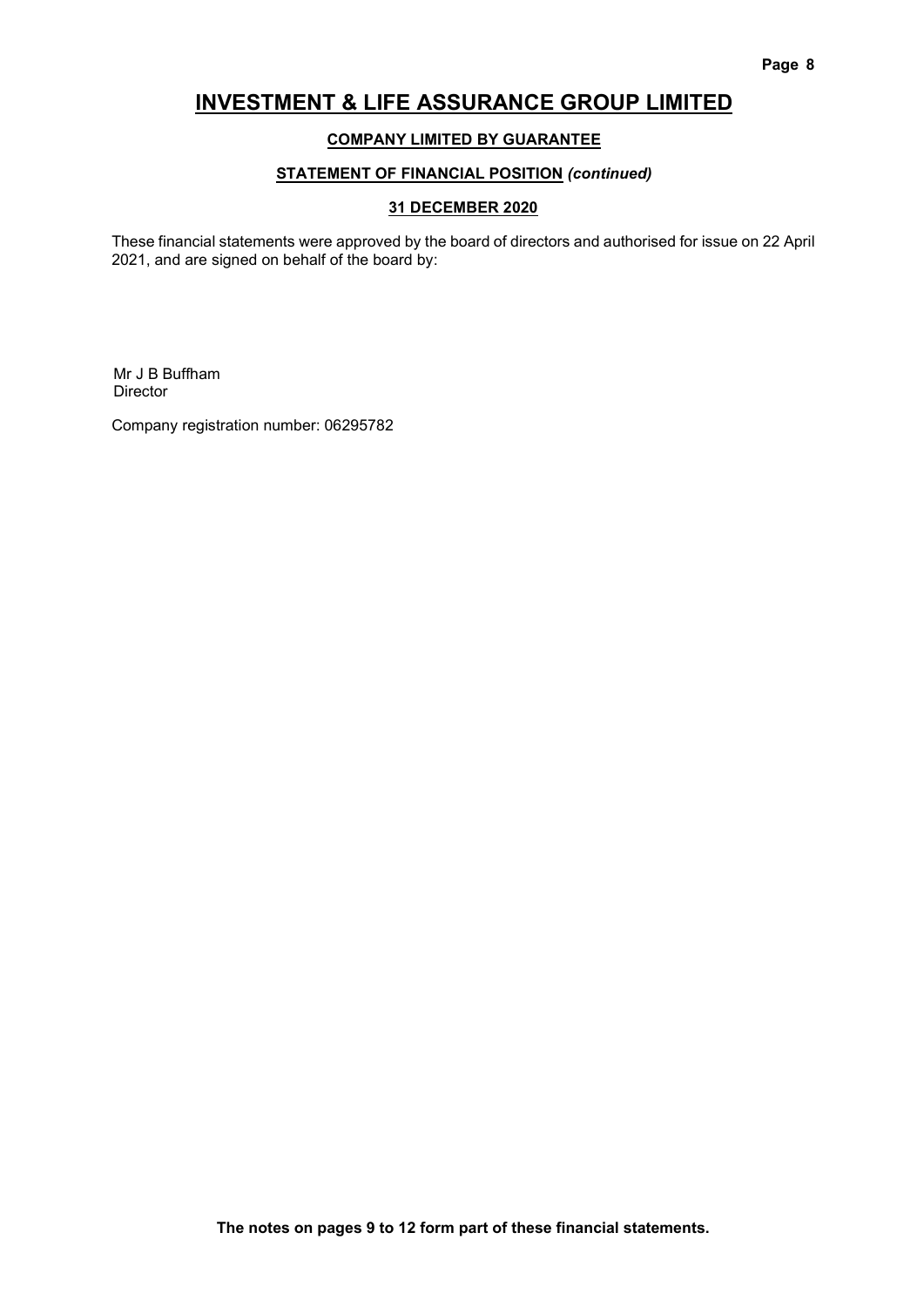# INVESTMENT & LIFE ASSURANCE GROUP LIMITED

**COMPANY LIMITED BY GUARANTEE**

**STATEMENT OF FINANCIAL POSITION** ***(continued)***

**31 DECEMBER 2020**

These financial statements were approved by the board of directors and authorised for issue on 22 April 2021, and are signed on behalf of the board by:

Mr J B Buffham
Director

Company registration number: 06295782

**The notes on pages 9 to 12 form part of these financial statements.**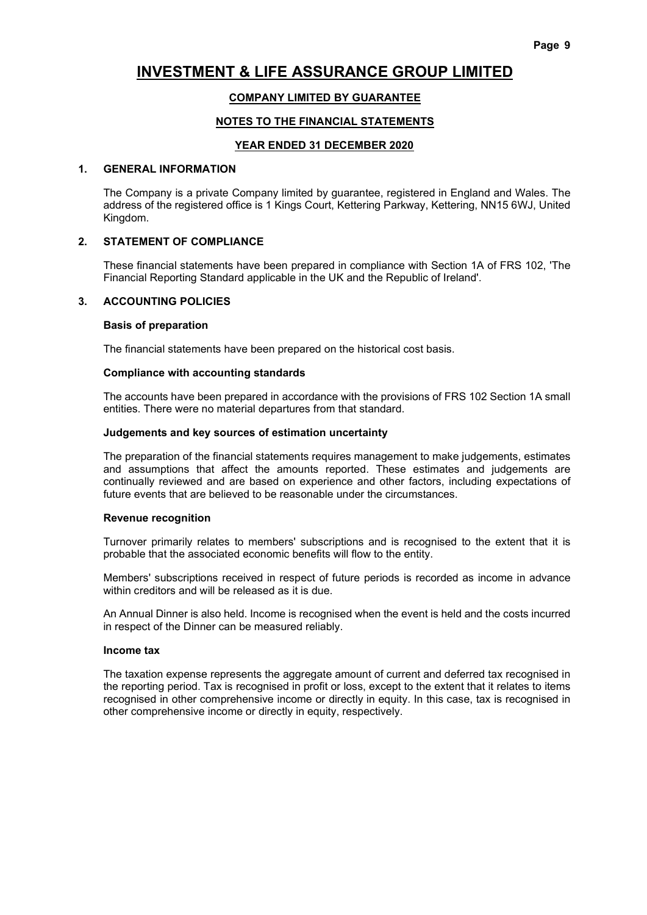# INVESTMENT & LIFE ASSURANCE GROUP LIMITED

**COMPANY LIMITED BY GUARANTEE**

**NOTES TO THE FINANCIAL STATEMENTS**

**YEAR ENDED 31 DECEMBER 2020**

## 1. GENERAL INFORMATION

The Company is a private Company limited by guarantee, registered in England and Wales. The address of the registered office is 1 Kings Court, Kettering Parkway, Kettering, NN15 6WJ, United Kingdom.

## 2. STATEMENT OF COMPLIANCE

These financial statements have been prepared in compliance with Section 1A of FRS 102, 'The Financial Reporting Standard applicable in the UK and the Republic of Ireland'.

## 3. ACCOUNTING POLICIES

**Basis of preparation**

The financial statements have been prepared on the historical cost basis.

**Compliance with accounting standards**

The accounts have been prepared in accordance with the provisions of FRS 102 Section 1A small entities. There were no material departures from that standard.

**Judgements and key sources of estimation uncertainty**

The preparation of the financial statements requires management to make judgements, estimates and assumptions that affect the amounts reported. These estimates and judgements are continually reviewed and are based on experience and other factors, including expectations of future events that are believed to be reasonable under the circumstances.

**Revenue recognition**

Turnover primarily relates to members' subscriptions and is recognised to the extent that it is probable that the associated economic benefits will flow to the entity.

Members' subscriptions received in respect of future periods is recorded as income in advance within creditors and will be released as it is due.

An Annual Dinner is also held. Income is recognised when the event is held and the costs incurred in respect of the Dinner can be measured reliably.

**Income tax**

The taxation expense represents the aggregate amount of current and deferred tax recognised in the reporting period. Tax is recognised in profit or loss, except to the extent that it relates to items recognised in other comprehensive income or directly in equity. In this case, tax is recognised in other comprehensive income or directly in equity, respectively.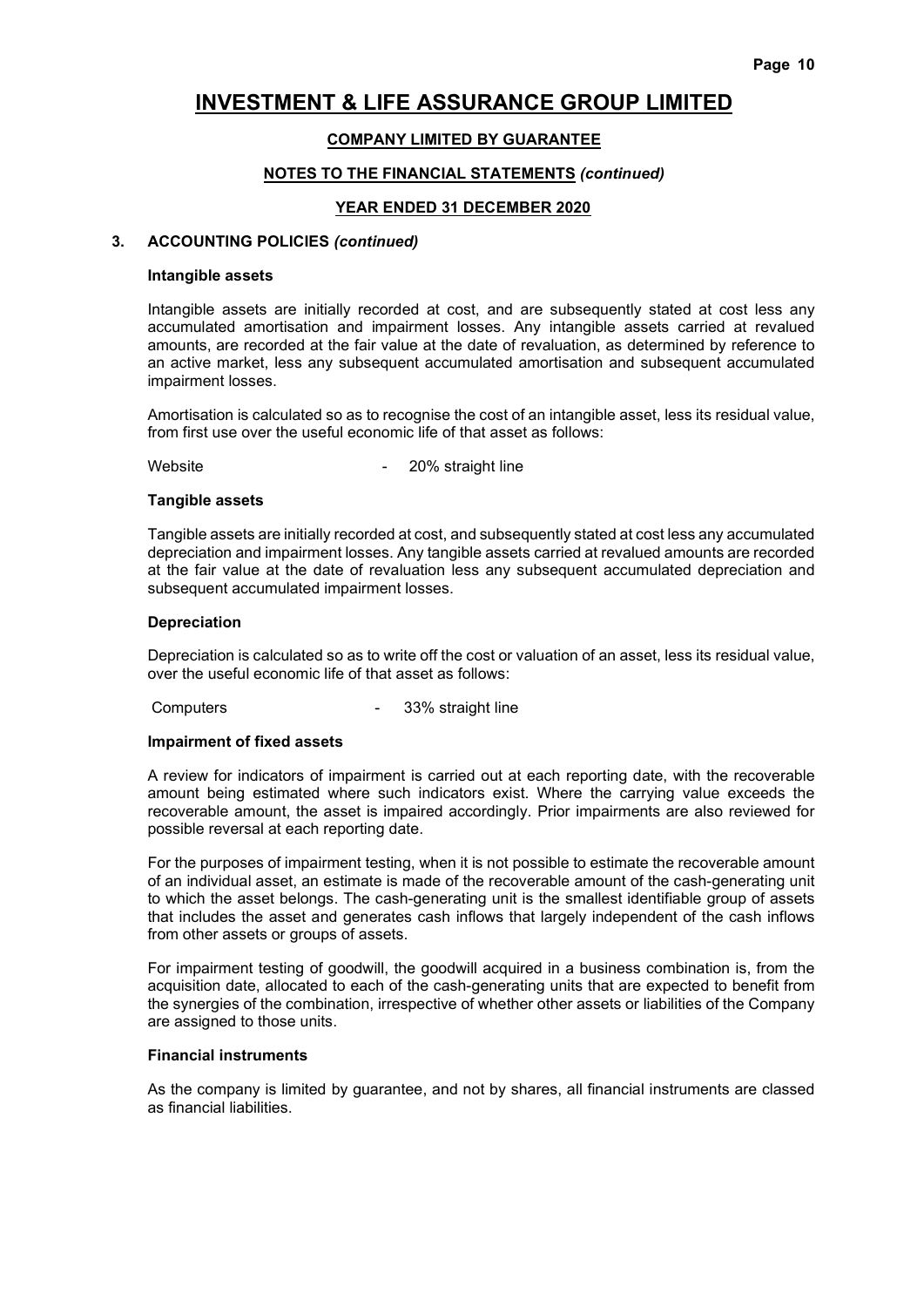# INVESTMENT & LIFE ASSURANCE GROUP LIMITED

**COMPANY LIMITED BY GUARANTEE**

**NOTES TO THE FINANCIAL STATEMENTS *(continued)***

**YEAR ENDED 31 DECEMBER 2020**

## 3. ACCOUNTING POLICIES *(continued)*

### Intangible assets

Intangible assets are initially recorded at cost, and are subsequently stated at cost less any accumulated amortisation and impairment losses. Any intangible assets carried at revalued amounts, are recorded at the fair value at the date of revaluation, as determined by reference to an active market, less any subsequent accumulated amortisation and subsequent accumulated impairment losses.

Amortisation is calculated so as to recognise the cost of an intangible asset, less its residual value, from first use over the useful economic life of that asset as follows:

Website - 20% straight line

### Tangible assets

Tangible assets are initially recorded at cost, and subsequently stated at cost less any accumulated depreciation and impairment losses. Any tangible assets carried at revalued amounts are recorded at the fair value at the date of revaluation less any subsequent accumulated depreciation and subsequent accumulated impairment losses.

### Depreciation

Depreciation is calculated so as to write off the cost or valuation of an asset, less its residual value, over the useful economic life of that asset as follows:

Computers - 33% straight line

### Impairment of fixed assets

A review for indicators of impairment is carried out at each reporting date, with the recoverable amount being estimated where such indicators exist. Where the carrying value exceeds the recoverable amount, the asset is impaired accordingly. Prior impairments are also reviewed for possible reversal at each reporting date.

For the purposes of impairment testing, when it is not possible to estimate the recoverable amount of an individual asset, an estimate is made of the recoverable amount of the cash-generating unit to which the asset belongs. The cash-generating unit is the smallest identifiable group of assets that includes the asset and generates cash inflows that largely independent of the cash inflows from other assets or groups of assets.

For impairment testing of goodwill, the goodwill acquired in a business combination is, from the acquisition date, allocated to each of the cash-generating units that are expected to benefit from the synergies of the combination, irrespective of whether other assets or liabilities of the Company are assigned to those units.

### Financial instruments

As the company is limited by guarantee, and not by shares, all financial instruments are classed as financial liabilities.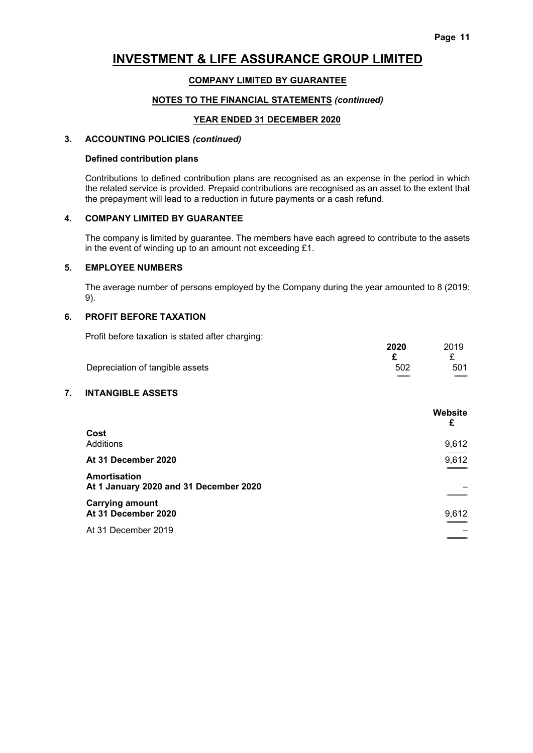# INVESTMENT & LIFE ASSURANCE GROUP LIMITED

**COMPANY LIMITED BY GUARANTEE**

**NOTES TO THE FINANCIAL STATEMENTS** *(continued)*

**YEAR ENDED 31 DECEMBER 2020**

## 3. ACCOUNTING POLICIES *(continued)*

**Defined contribution plans**

Contributions to defined contribution plans are recognised as an expense in the period in which the related service is provided. Prepaid contributions are recognised as an asset to the extent that the prepayment will lead to a reduction in future payments or a cash refund.

## 4. COMPANY LIMITED BY GUARANTEE

The company is limited by guarantee. The members have each agreed to contribute to the assets in the event of winding up to an amount not exceeding £1.

## 5. EMPLOYEE NUMBERS

The average number of persons employed by the Company during the year amounted to 8 (2019: 9).

## 6. PROFIT BEFORE TAXATION

Profit before taxation is stated after charging:

| | **2020** | 2019 |
|---|---|---|
| | **£** | £ |
| Depreciation of tangible assets | 502 | 501 |

## 7. INTANGIBLE ASSETS

| | **Website** |
|---|---|
| | **£** |
| **Cost** | |
| Additions | 9,612 |
| **At 31 December 2020** | 9,612 |
| **Amortisation** | |
| **At 1 January 2020 and 31 December 2020** | – |
| **Carrying amount** | |
| **At 31 December 2020** | 9,612 |
| At 31 December 2019 | – |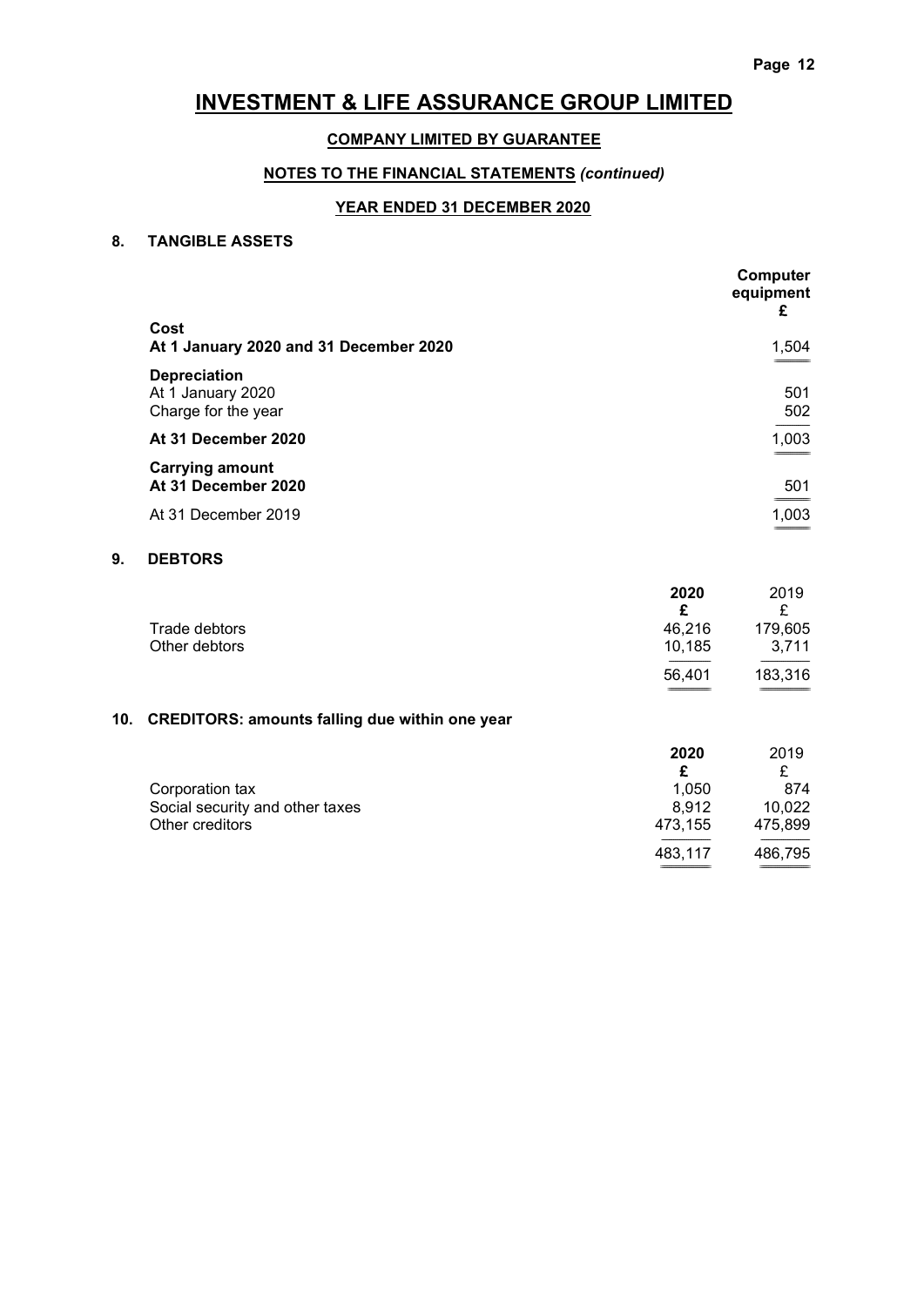# INVESTMENT & LIFE ASSURANCE GROUP LIMITED

**COMPANY LIMITED BY GUARANTEE**

**NOTES TO THE FINANCIAL STATEMENTS *(continued)***

**YEAR ENDED 31 DECEMBER 2020**

## 8. TANGIBLE ASSETS

| | Computer equipment £ |
|---|---|
| **Cost** | |
| **At 1 January 2020 and 31 December 2020** | 1,504 |
| **Depreciation** | |
| At 1 January 2020 | 501 |
| Charge for the year | 502 |
| **At 31 December 2020** | 1,003 |
| **Carrying amount** | |
| **At 31 December 2020** | 501 |
| At 31 December 2019 | 1,003 |

## 9. DEBTORS

| | 2020 £ | 2019 £ |
|---|---|---|
| Trade debtors | 46,216 | 179,605 |
| Other debtors | 10,185 | 3,711 |
| | 56,401 | 183,316 |

## 10. CREDITORS: amounts falling due within one year

| | 2020 £ | 2019 £ |
|---|---|---|
| Corporation tax | 1,050 | 874 |
| Social security and other taxes | 8,912 | 10,022 |
| Other creditors | 473,155 | 475,899 |
| | 483,117 | 486,795 |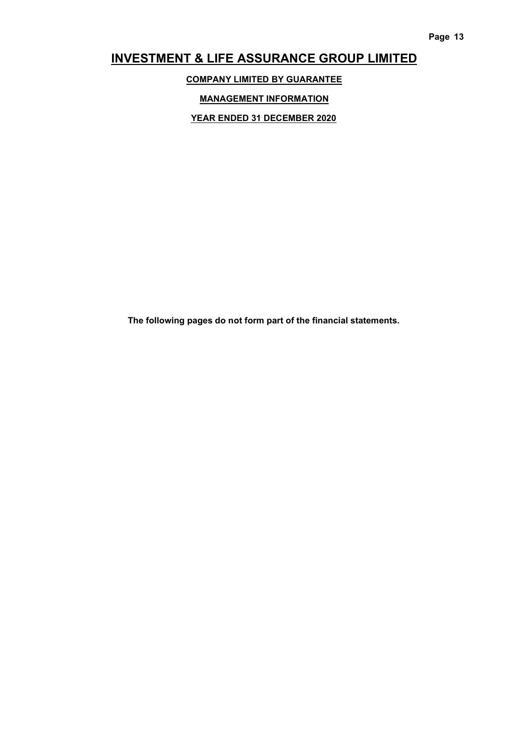# INVESTMENT & LIFE ASSURANCE GROUP LIMITED

**COMPANY LIMITED BY GUARANTEE**

**MANAGEMENT INFORMATION**

**YEAR ENDED 31 DECEMBER 2020**

**The following pages do not form part of the financial statements.**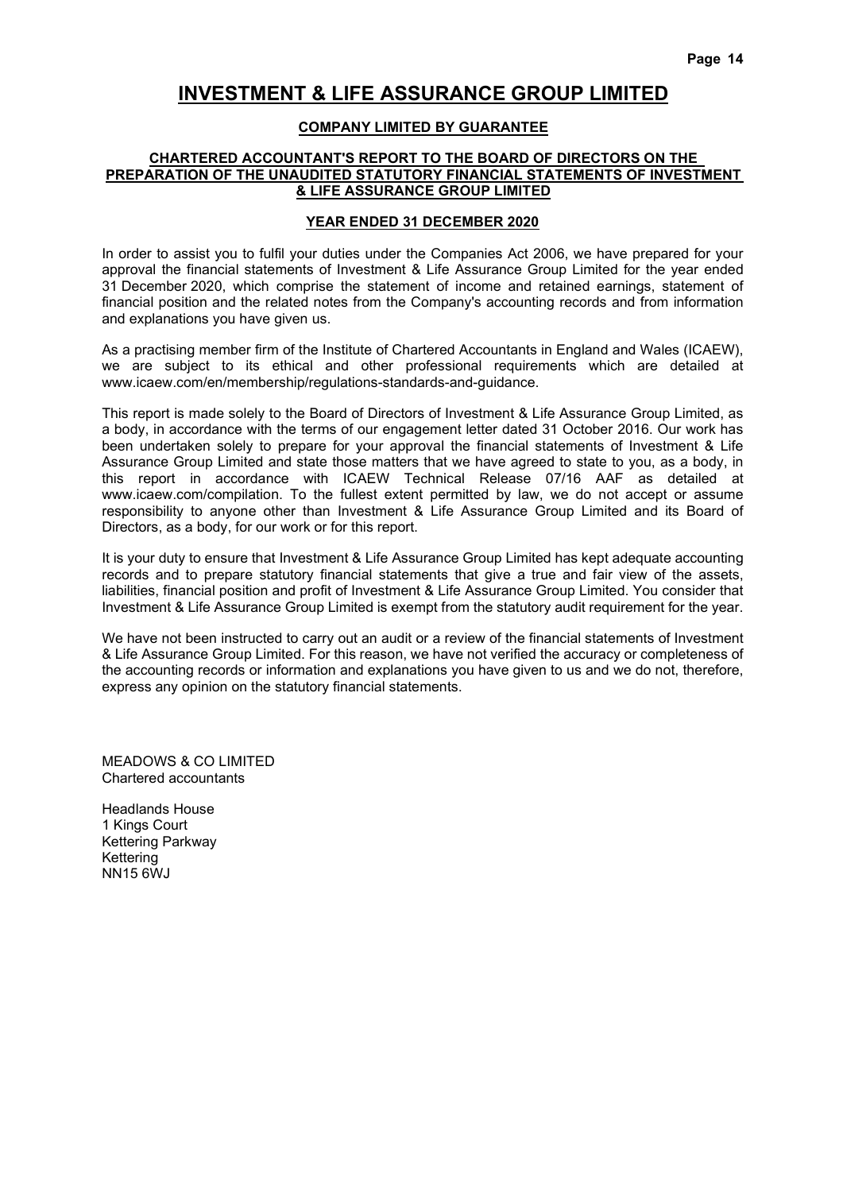# INVESTMENT & LIFE ASSURANCE GROUP LIMITED

**COMPANY LIMITED BY GUARANTEE**

**CHARTERED ACCOUNTANT'S REPORT TO THE BOARD OF DIRECTORS ON THE PREPARATION OF THE UNAUDITED STATUTORY FINANCIAL STATEMENTS OF INVESTMENT & LIFE ASSURANCE GROUP LIMITED**

**YEAR ENDED 31 DECEMBER 2020**

In order to assist you to fulfil your duties under the Companies Act 2006, we have prepared for your approval the financial statements of Investment & Life Assurance Group Limited for the year ended 31 December 2020, which comprise the statement of income and retained earnings, statement of financial position and the related notes from the Company's accounting records and from information and explanations you have given us.

As a practising member firm of the Institute of Chartered Accountants in England and Wales (ICAEW), we are subject to its ethical and other professional requirements which are detailed at www.icaew.com/en/membership/regulations-standards-and-guidance.

This report is made solely to the Board of Directors of Investment & Life Assurance Group Limited, as a body, in accordance with the terms of our engagement letter dated 31 October 2016. Our work has been undertaken solely to prepare for your approval the financial statements of Investment & Life Assurance Group Limited and state those matters that we have agreed to state to you, as a body, in this report in accordance with ICAEW Technical Release 07/16 AAF as detailed at www.icaew.com/compilation. To the fullest extent permitted by law, we do not accept or assume responsibility to anyone other than Investment & Life Assurance Group Limited and its Board of Directors, as a body, for our work or for this report.

It is your duty to ensure that Investment & Life Assurance Group Limited has kept adequate accounting records and to prepare statutory financial statements that give a true and fair view of the assets, liabilities, financial position and profit of Investment & Life Assurance Group Limited. You consider that Investment & Life Assurance Group Limited is exempt from the statutory audit requirement for the year.

We have not been instructed to carry out an audit or a review of the financial statements of Investment & Life Assurance Group Limited. For this reason, we have not verified the accuracy or completeness of the accounting records or information and explanations you have given to us and we do not, therefore, express any opinion on the statutory financial statements.

MEADOWS & CO LIMITED
Chartered accountants

Headlands House
1 Kings Court
Kettering Parkway
Kettering
NN15 6WJ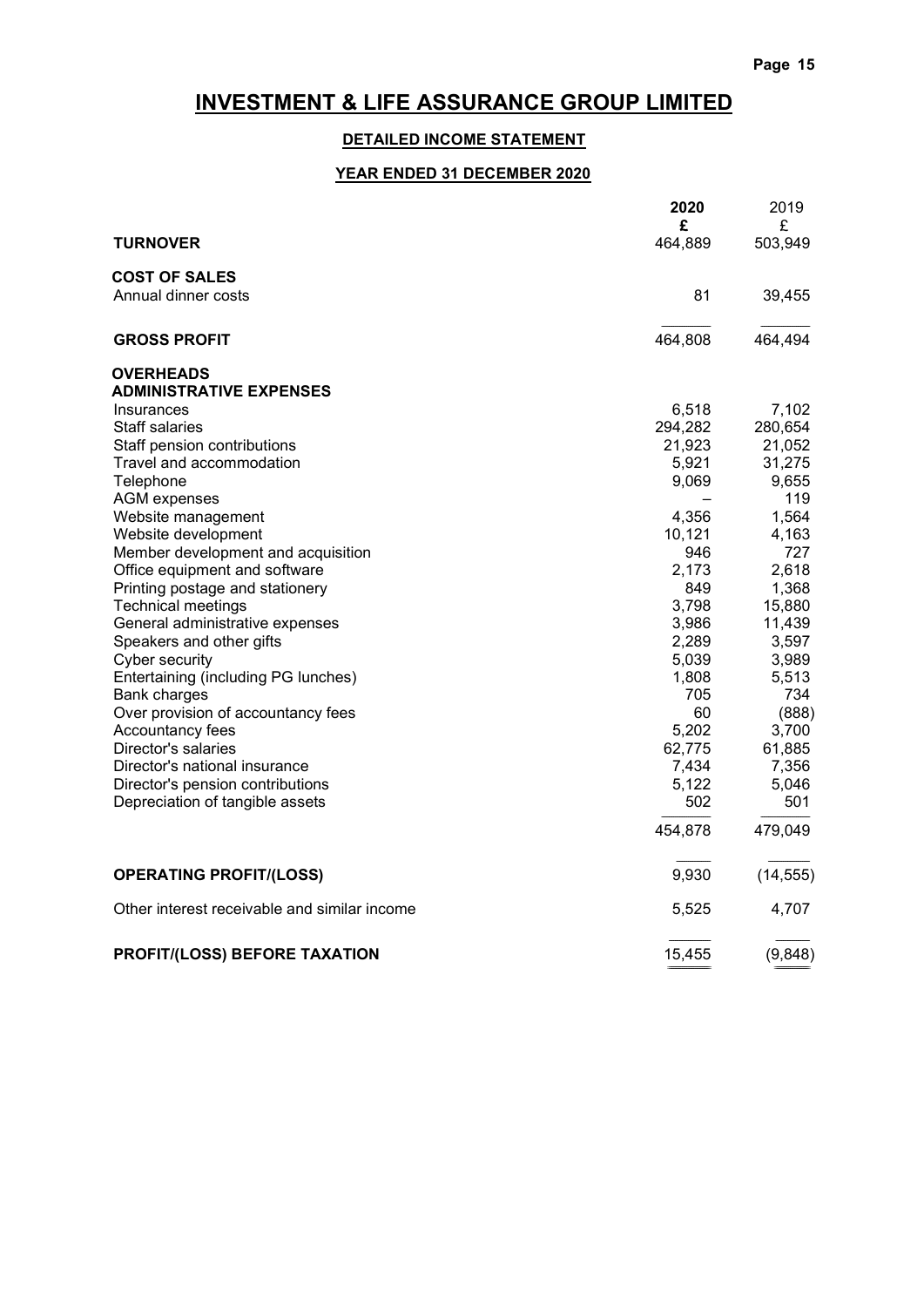# INVESTMENT & LIFE ASSURANCE GROUP LIMITED

## DETAILED INCOME STATEMENT

## YEAR ENDED 31 DECEMBER 2020

| | 2020 | 2019 |
|---|---|---|
| | £ | £ |
| **TURNOVER** | 464,889 | 503,949 |
| **COST OF SALES** | | |
| Annual dinner costs | 81 | 39,455 |
| **GROSS PROFIT** | 464,808 | 464,494 |
| **OVERHEADS** | | |
| **ADMINISTRATIVE EXPENSES** | | |
| Insurances | 6,518 | 7,102 |
| Staff salaries | 294,282 | 280,654 |
| Staff pension contributions | 21,923 | 21,052 |
| Travel and accommodation | 5,921 | 31,275 |
| Telephone | 9,069 | 9,655 |
| AGM expenses | – | 119 |
| Website management | 4,356 | 1,564 |
| Website development | 10,121 | 4,163 |
| Member development and acquisition | 946 | 727 |
| Office equipment and software | 2,173 | 2,618 |
| Printing postage and stationery | 849 | 1,368 |
| Technical meetings | 3,798 | 15,880 |
| General administrative expenses | 3,986 | 11,439 |
| Speakers and other gifts | 2,289 | 3,597 |
| Cyber security | 5,039 | 3,989 |
| Entertaining (including PG lunches) | 1,808 | 5,513 |
| Bank charges | 705 | 734 |
| Over provision of accountancy fees | 60 | (888) |
| Accountancy fees | 5,202 | 3,700 |
| Director's salaries | 62,775 | 61,885 |
| Director's national insurance | 7,434 | 7,356 |
| Director's pension contributions | 5,122 | 5,046 |
| Depreciation of tangible assets | 502 | 501 |
| | 454,878 | 479,049 |
| **OPERATING PROFIT/(LOSS)** | 9,930 | (14,555) |
| Other interest receivable and similar income | 5,525 | 4,707 |
| **PROFIT/(LOSS) BEFORE TAXATION** | 15,455 | (9,848) |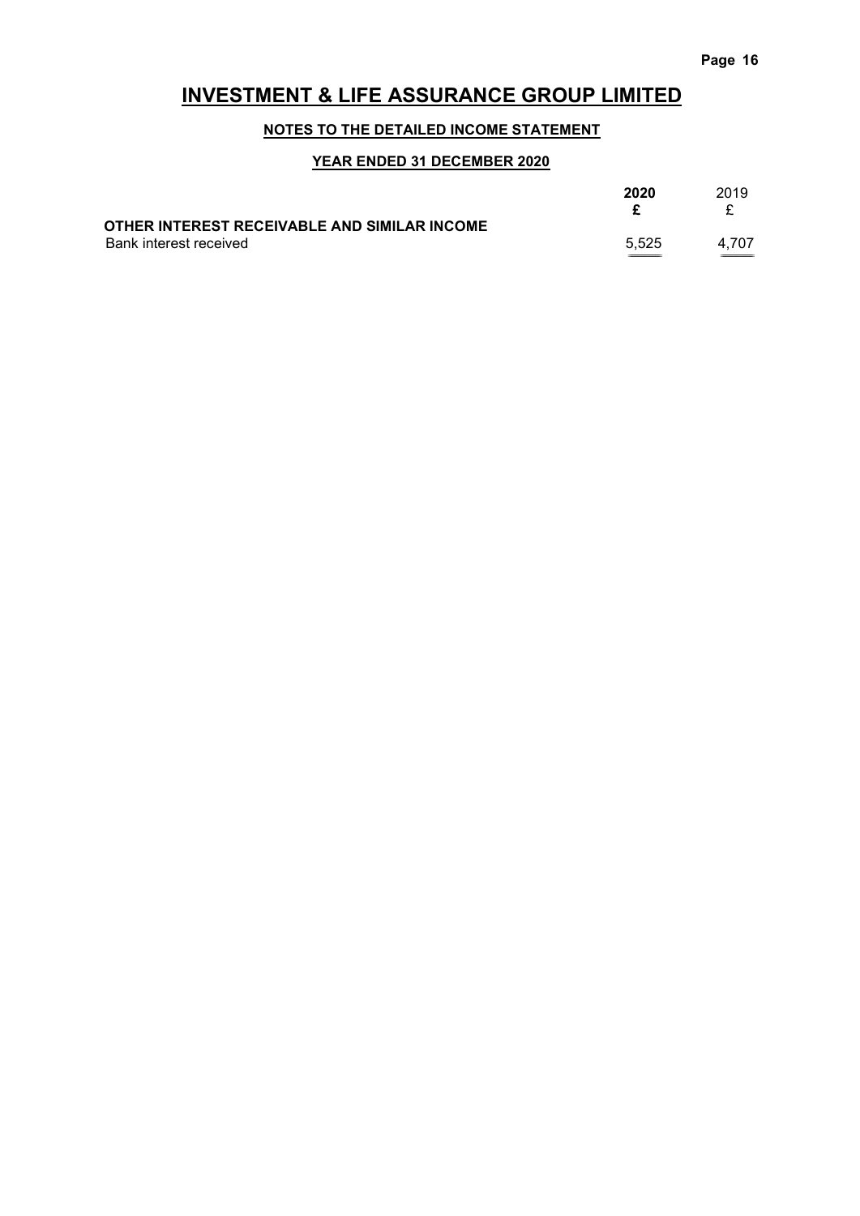# INVESTMENT & LIFE ASSURANCE GROUP LIMITED

## NOTES TO THE DETAILED INCOME STATEMENT

### YEAR ENDED 31 DECEMBER 2020

| | 2020 | 2019 |
|---|---|---|
| | £ | £ |
| **OTHER INTEREST RECEIVABLE AND SIMILAR INCOME** | | |
| Bank interest received | 5,525 | 4,707 |